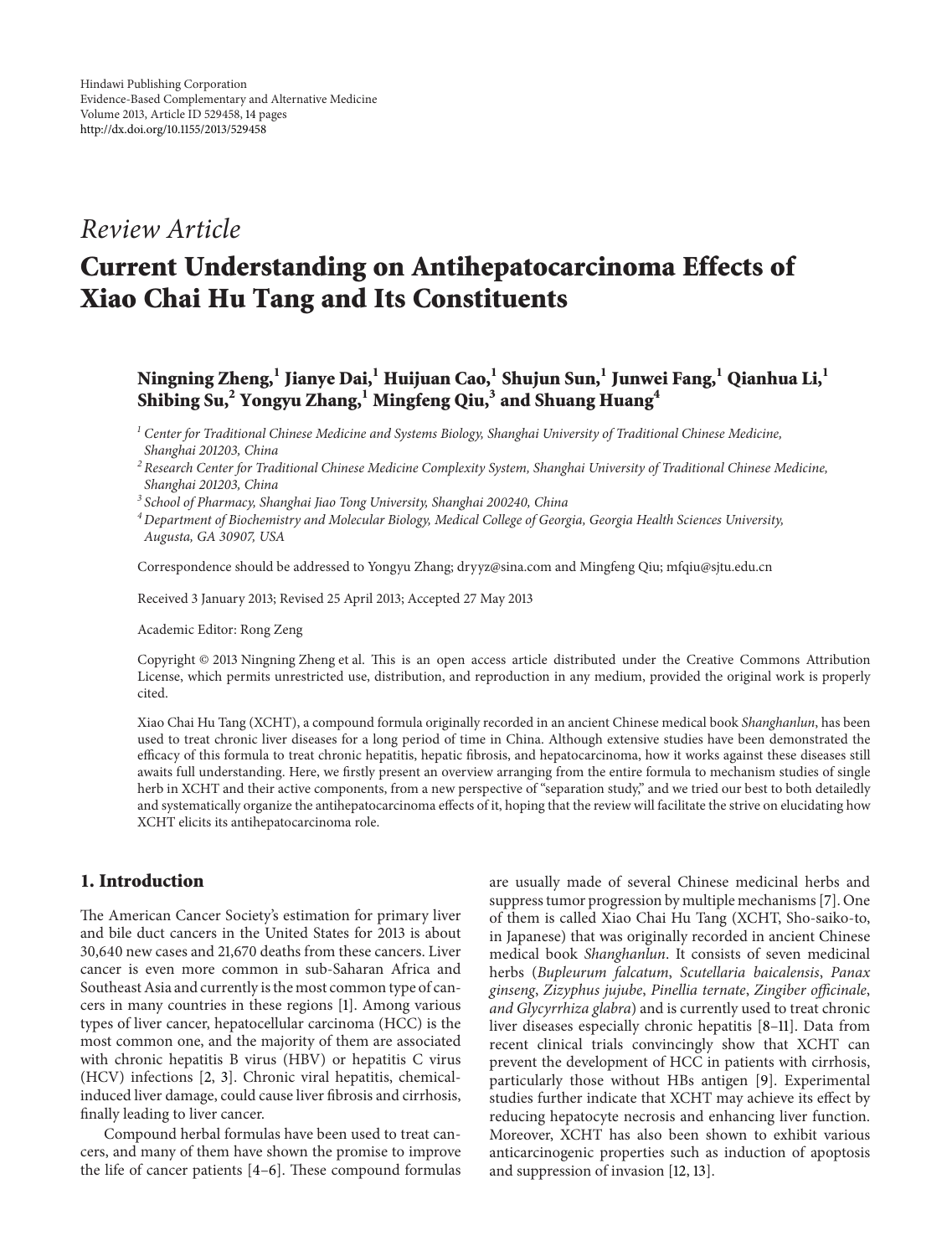Hindawi Publishing Corporation
Evidence-Based Complementary and Alternative Medicine
Volume 2013, Article ID 529458, 14 pages
http://dx.doi.org/10.1155/2013/529458

*Review Article*

# Current Understanding on Antihepatocarcinoma Effects of Xiao Chai Hu Tang and Its Constituents

**Ningning Zheng,[1] Jianye Dai,[1] Huijuan Cao,[1] Shujun Sun,[1] Junwei Fang,[1] Qianhua Li,[1] Shibing Su,[2] Yongyu Zhang,[1] Mingfeng Qiu,[3] and Shuang Huang[4]**

[1] *Center for Traditional Chinese Medicine and Systems Biology, Shanghai University of Traditional Chinese Medicine, Shanghai 201203, China*

[2] *Research Center for Traditional Chinese Medicine Complexity System, Shanghai University of Traditional Chinese Medicine, Shanghai 201203, China*

[3] *School of Pharmacy, Shanghai Jiao Tong University, Shanghai 200240, China*

[4] *Department of Biochemistry and Molecular Biology, Medical College of Georgia, Georgia Health Sciences University, Augusta, GA 30907, USA*

Correspondence should be addressed to Yongyu Zhang; dryyz@sina.com and Mingfeng Qiu; mfqiu@sjtu.edu.cn

Received 3 January 2013; Revised 25 April 2013; Accepted 27 May 2013

Academic Editor: Rong Zeng

Copyright © 2013 Ningning Zheng et al. This is an open access article distributed under the Creative Commons Attribution License, which permits unrestricted use, distribution, and reproduction in any medium, provided the original work is properly cited.

Xiao Chai Hu Tang (XCHT), a compound formula originally recorded in an ancient Chinese medical book *Shanghanlun*, has been used to treat chronic liver diseases for a long period of time in China. Although extensive studies have been demonstrated the efficacy of this formula to treat chronic hepatitis, hepatic fibrosis, and hepatocarcinoma, how it works against these diseases still awaits full understanding. Here, we firstly present an overview arranging from the entire formula to mechanism studies of single herb in XCHT and their active components, from a new perspective of "separation study," and we tried our best to both detailedly and systematically organize the antihepatocarcinoma effects of it, hoping that the review will facilitate the strive on elucidating how XCHT elicits its antihepatocarcinoma role.

## 1. Introduction

The American Cancer Society's estimation for primary liver and bile duct cancers in the United States for 2013 is about 30,640 new cases and 21,670 deaths from these cancers. Liver cancer is even more common in sub-Saharan Africa and Southeast Asia and currently is the most common type of cancers in many countries in these regions [1]. Among various types of liver cancer, hepatocellular carcinoma (HCC) is the most common one, and the majority of them are associated with chronic hepatitis B virus (HBV) or hepatitis C virus (HCV) infections [2, 3]. Chronic viral hepatitis, chemical-induced liver damage, could cause liver fibrosis and cirrhosis, finally leading to liver cancer.

Compound herbal formulas have been used to treat cancers, and many of them have shown the promise to improve the life of cancer patients [4–6]. These compound formulas are usually made of several Chinese medicinal herbs and suppress tumor progression by multiple mechanisms [7]. One of them is called Xiao Chai Hu Tang (XCHT, Sho-saiko-to, in Japanese) that was originally recorded in ancient Chinese medical book *Shanghanlun*. It consists of seven medicinal herbs (*Bupleurum falcatum*, *Scutellaria baicalensis*, *Panax ginseng*, *Zizyphus jujube*, *Pinellia ternate*, *Zingiber officinale*, *and Glycyrrhiza glabra*) and is currently used to treat chronic liver diseases especially chronic hepatitis [8–11]. Data from recent clinical trials convincingly show that XCHT can prevent the development of HCC in patients with cirrhosis, particularly those without HBs antigen [9]. Experimental studies further indicate that XCHT may achieve its effect by reducing hepatocyte necrosis and enhancing liver function. Moreover, XCHT has also been shown to exhibit various anticarcinogenic properties such as induction of apoptosis and suppression of invasion [12, 13].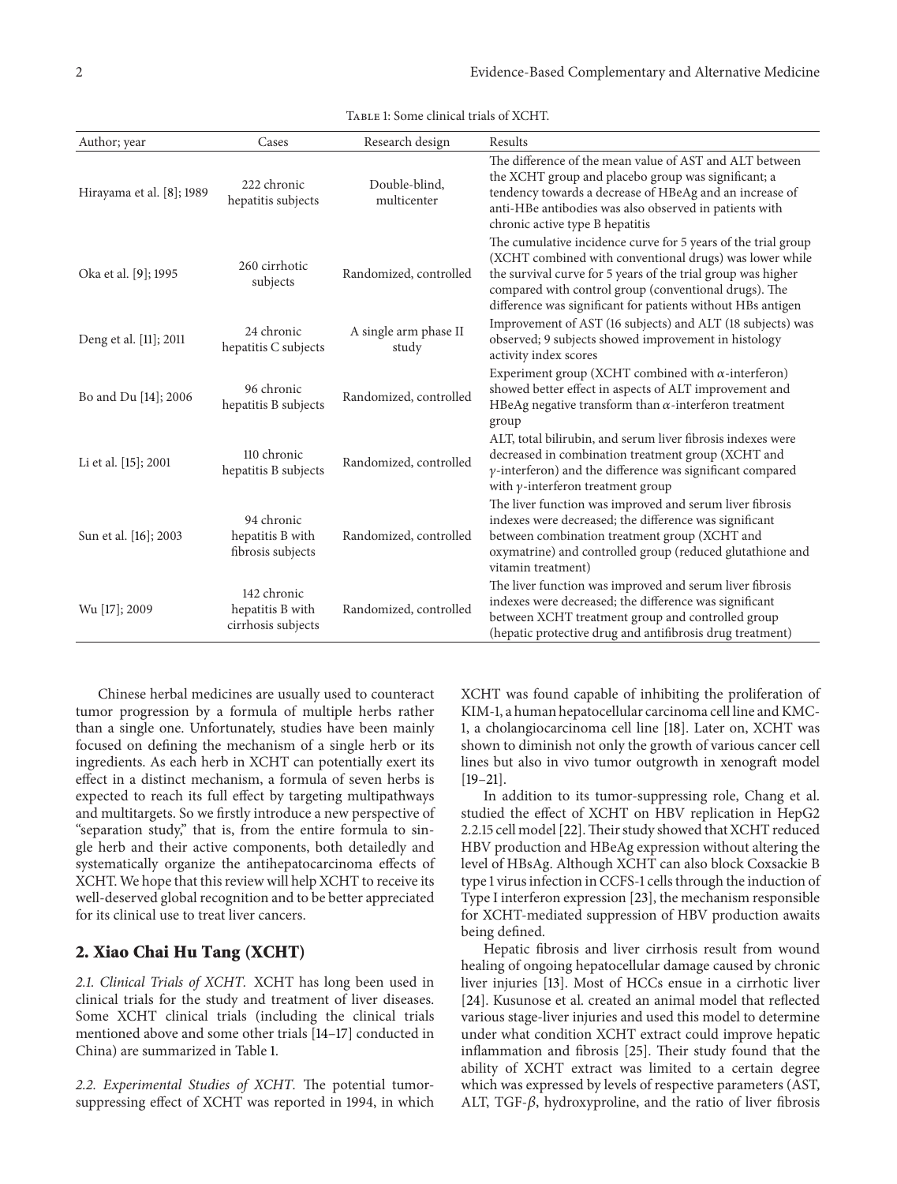Table 1: Some clinical trials of XCHT.

| Author; year | Cases | Research design | Results |
|---|---|---|---|
| Hirayama et al. [8]; 1989 | 222 chronic hepatitis subjects | Double-blind, multicenter | The difference of the mean value of AST and ALT between the XCHT group and placebo group was significant; a tendency towards a decrease of HBeAg and an increase of anti-HBe antibodies was also observed in patients with chronic active type B hepatitis |
| Oka et al. [9]; 1995 | 260 cirrhotic subjects | Randomized, controlled | The cumulative incidence curve for 5 years of the trial group (XCHT combined with conventional drugs) was lower while the survival curve for 5 years of the trial group was higher compared with control group (conventional drugs). The difference was significant for patients without HBs antigen |
| Deng et al. [11]; 2011 | 24 chronic hepatitis C subjects | A single arm phase II study | Improvement of AST (16 subjects) and ALT (18 subjects) was observed; 9 subjects showed improvement in histology activity index scores |
| Bo and Du [14]; 2006 | 96 chronic hepatitis B subjects | Randomized, controlled | Experiment group (XCHT combined with $\alpha$-interferon) showed better effect in aspects of ALT improvement and HBeAg negative transform than $\alpha$-interferon treatment group |
| Li et al. [15]; 2001 | 110 chronic hepatitis B subjects | Randomized, controlled | ALT, total bilirubin, and serum liver fibrosis indexes were decreased in combination treatment group (XCHT and $\gamma$-interferon) and the difference was significant compared with $\gamma$-interferon treatment group |
| Sun et al. [16]; 2003 | 94 chronic hepatitis B with fibrosis subjects | Randomized, controlled | The liver function was improved and serum liver fibrosis indexes were decreased; the difference was significant between combination treatment group (XCHT and oxymatrine) and controlled group (reduced glutathione and vitamin treatment) |
| Wu [17]; 2009 | 142 chronic hepatitis B with cirrhosis subjects | Randomized, controlled | The liver function was improved and serum liver fibrosis indexes were decreased; the difference was significant between XCHT treatment group and controlled group (hepatic protective drug and antifibrosis drug treatment) |

Chinese herbal medicines are usually used to counteract tumor progression by a formula of multiple herbs rather than a single one. Unfortunately, studies have been mainly focused on defining the mechanism of a single herb or its ingredients. As each herb in XCHT can potentially exert its effect in a distinct mechanism, a formula of seven herbs is expected to reach its full effect by targeting multipathways and multitargets. So we firstly introduce a new perspective of "separation study," that is, from the entire formula to single herb and their active components, both detailedly and systematically organize the antihepatocarcinoma effects of XCHT. We hope that this review will help XCHT to receive its well-deserved global recognition and to be better appreciated for its clinical use to treat liver cancers.

## 2. Xiao Chai Hu Tang (XCHT)

*2.1. Clinical Trials of XCHT.* XCHT has long been used in clinical trials for the study and treatment of liver diseases. Some XCHT clinical trials (including the clinical trials mentioned above and some other trials [14–17] conducted in China) are summarized in Table 1.

*2.2. Experimental Studies of XCHT.* The potential tumor-suppressing effect of XCHT was reported in 1994, in which XCHT was found capable of inhibiting the proliferation of KIM-1, a human hepatocellular carcinoma cell line and KMC-1, a cholangiocarcinoma cell line [18]. Later on, XCHT was shown to diminish not only the growth of various cancer cell lines but also in vivo tumor outgrowth in xenograft model [19–21].

In addition to its tumor-suppressing role, Chang et al. studied the effect of XCHT on HBV replication in HepG2 2.2.15 cell model [22]. Their study showed that XCHT reduced HBV production and HBeAg expression without altering the level of HBsAg. Although XCHT can also block Coxsackie B type 1 virus infection in CCFS-1 cells through the induction of Type I interferon expression [23], the mechanism responsible for XCHT-mediated suppression of HBV production awaits being defined.

Hepatic fibrosis and liver cirrhosis result from wound healing of ongoing hepatocellular damage caused by chronic liver injuries [13]. Most of HCCs ensue in a cirrhotic liver [24]. Kusunose et al. created an animal model that reflected various stage-liver injuries and used this model to determine under what condition XCHT extract could improve hepatic inflammation and fibrosis [25]. Their study found that the ability of XCHT extract was limited to a certain degree which was expressed by levels of respective parameters (AST, ALT, TGF-$\beta$, hydroxyproline, and the ratio of liver fibrosis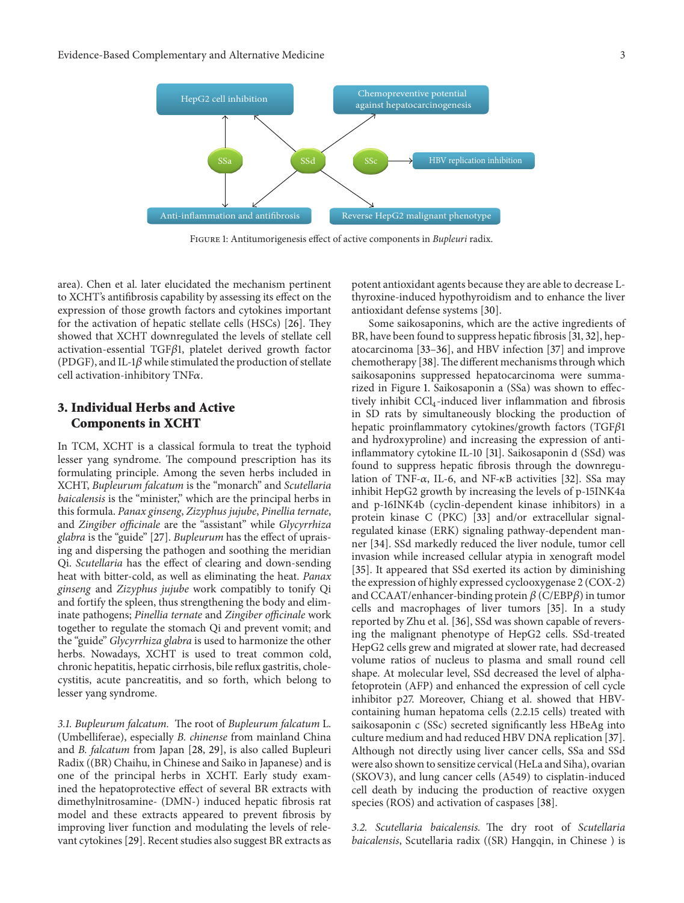Figure 1: Antitumorigenesis effect of active components in *Bupleuri* radix.

area). Chen et al. later elucidated the mechanism pertinent to XCHT's antifibrosis capability by assessing its effect on the expression of those growth factors and cytokines important for the activation of hepatic stellate cells (HSCs) [26]. They showed that XCHT downregulated the levels of stellate cell activation-essential TGF$\beta$1, platelet derived growth factor (PDGF), and IL-1$\beta$ while stimulated the production of stellate cell activation-inhibitory TNF$\alpha$.

## 3. Individual Herbs and Active Components in XCHT

In TCM, XCHT is a classical formula to treat the typhoid lesser yang syndrome. The compound prescription has its formulating principle. Among the seven herbs included in XCHT, *Bupleurum falcatum* is the "monarch" and *Scutellaria baicalensis* is the "minister," which are the principal herbs in this formula. *Panax ginseng*, *Zizyphus jujube*, *Pinellia ternate*, and *Zingiber officinale* are the "assistant" while *Glycyrrhiza glabra* is the "guide" [27]. *Bupleurum* has the effect of upraising and dispersing the pathogen and soothing the meridian Qi. *Scutellaria* has the effect of clearing and down-sending heat with bitter-cold, as well as eliminating the heat. *Panax ginseng* and *Zizyphus jujube* work compatibly to tonify Qi and fortify the spleen, thus strengthening the body and eliminate pathogens; *Pinellia ternate* and *Zingiber officinale* work together to regulate the stomach Qi and prevent vomit; and the "guide" *Glycyrrhiza glabra* is used to harmonize the other herbs. Nowadays, XCHT is used to treat common cold, chronic hepatitis, hepatic cirrhosis, bile reflux gastritis, cholecystitis, acute pancreatitis, and so forth, which belong to lesser yang syndrome.

*3.1. Bupleurum falcatum.* The root of *Bupleurum falcatum* L. (Umbelliferae), especially *B. chinense* from mainland China and *B. falcatum* from Japan [28, 29], is also called Bupleuri Radix ((BR) Chaihu, in Chinese and Saiko in Japanese) and is one of the principal herbs in XCHT. Early study examined the hepatoprotective effect of several BR extracts with dimethylnitrosamine- (DMN-) induced hepatic fibrosis rat model and these extracts appeared to prevent fibrosis by improving liver function and modulating the levels of relevant cytokines [29]. Recent studies also suggest BR extracts as potent antioxidant agents because they are able to decrease L-thyroxine-induced hypothyroidism and to enhance the liver antioxidant defense systems [30].

Some saikosaponins, which are the active ingredients of BR, have been found to suppress hepatic fibrosis [31, 32], hepatocarcinoma [33–36], and HBV infection [37] and improve chemotherapy [38]. The different mechanisms through which saikosaponins suppressed hepatocarcinoma were summarized in Figure 1. Saikosaponin a (SSa) was shown to effectively inhibit $CCl_4$-induced liver inflammation and fibrosis in SD rats by simultaneously blocking the production of hepatic proinflammatory cytokines/growth factors (TGF$\beta$1 and hydroxyproline) and increasing the expression of anti-inflammatory cytokine IL-10 [31]. Saikosaponin d (SSd) was found to suppress hepatic fibrosis through the downregulation of TNF-$\alpha$, IL-6, and NF-$\kappa$B activities [32]. SSa may inhibit HepG2 growth by increasing the levels of p-15INK4a and p-16INK4b (cyclin-dependent kinase inhibitors) in a protein kinase C (PKC) [33] and/or extracellular signal-regulated kinase (ERK) signaling pathway-dependent manner [34]. SSd markedly reduced the liver nodule, tumor cell invasion while increased cellular atypia in xenograft model [35]. It appeared that SSd exerted its action by diminishing the expression of highly expressed cyclooxygenase 2 (COX-2) and CCAAT/enhancer-binding protein $\beta$ (C/EBP$\beta$) in tumor cells and macrophages of liver tumors [35]. In a study reported by Zhu et al. [36], SSd was shown capable of reversing the malignant phenotype of HepG2 cells. SSd-treated HepG2 cells grew and migrated at slower rate, had decreased volume ratios of nucleus to plasma and small round cell shape. At molecular level, SSd decreased the level of alpha-fetoprotein (AFP) and enhanced the expression of cell cycle inhibitor p27. Moreover, Chiang et al. showed that HBV-containing human hepatoma cells (2.2.15 cells) treated with saikosaponin c (SSc) secreted significantly less HBeAg into culture medium and had reduced HBV DNA replication [37]. Although not directly using liver cancer cells, SSa and SSd were also shown to sensitize cervical (HeLa and Siha), ovarian (SKOV3), and lung cancer cells (A549) to cisplatin-induced cell death by inducing the production of reactive oxygen species (ROS) and activation of caspases [38].

*3.2. Scutellaria baicalensis.* The dry root of *Scutellaria baicalensis*, Scutellaria radix ((SR) Hangqin, in Chinese ) is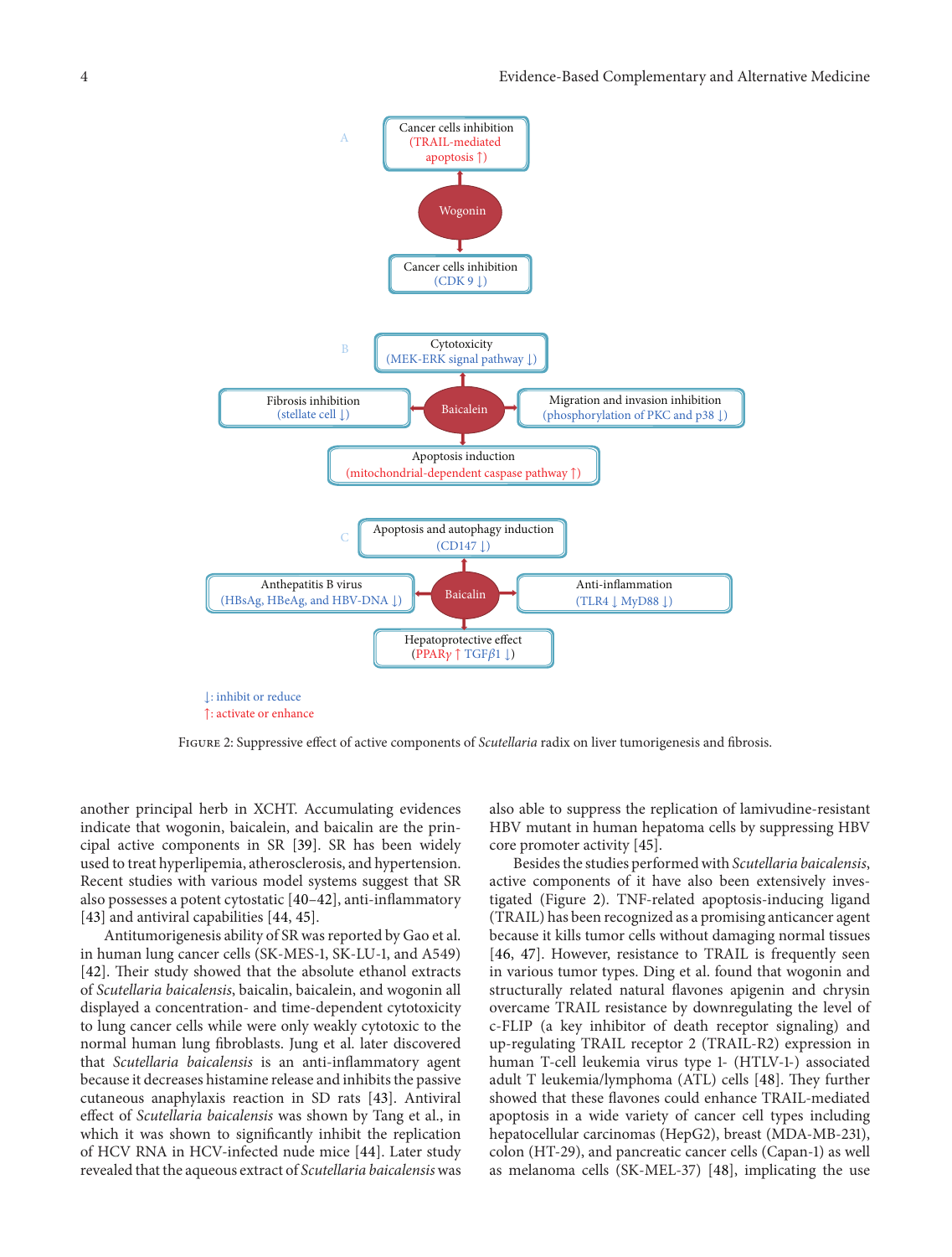A

Cancer cells inhibition (TRAIL-mediated apoptosis ↑)

Wogonin

Cancer cells inhibition (CDK 9 ↓)

B

Cytotoxicity (MEK-ERK signal pathway ↓)

Fibrosis inhibition (stellate cell ↓)

Baicalein

Migration and invasion inhibition (phosphorylation of PKC and p38 ↓)

Apoptosis induction (mitochondrial-dependent caspase pathway ↑)

C

Apoptosis and autophagy induction (CD147 ↓)

Anthepatitis B virus (HBsAg, HBeAg, and HBV-DNA ↓)

Baicalin

Anti-inflammation (TLR4 ↓ MyD88 ↓)

Hepatoprotective effect (PPARγ ↑ TGFβ1 ↓)

↓: inhibit or reduce
↑: activate or enhance

Figure 2: Suppressive effect of active components of *Scutellaria* radix on liver tumorigenesis and fibrosis.

another principal herb in XCHT. Accumulating evidences indicate that wogonin, baicalein, and baicalin are the principal active components in SR [39]. SR has been widely used to treat hyperlipemia, atherosclerosis, and hypertension. Recent studies with various model systems suggest that SR also possesses a potent cytostatic [40–42], anti-inflammatory [43] and antiviral capabilities [44, 45].

Antitumorigenesis ability of SR was reported by Gao et al. in human lung cancer cells (SK-MES-1, SK-LU-1, and A549) [42]. Their study showed that the absolute ethanol extracts of *Scutellaria baicalensis*, baicalin, baicalein, and wogonin all displayed a concentration- and time-dependent cytotoxicity to lung cancer cells while were only weakly cytotoxic to the normal human lung fibroblasts. Jung et al. later discovered that *Scutellaria baicalensis* is an anti-inflammatory agent because it decreases histamine release and inhibits the passive cutaneous anaphylaxis reaction in SD rats [43]. Antiviral effect of *Scutellaria baicalensis* was shown by Tang et al., in which it was shown to significantly inhibit the replication of HCV RNA in HCV-infected nude mice [44]. Later study revealed that the aqueous extract of *Scutellaria baicalensis* was also able to suppress the replication of lamivudine-resistant HBV mutant in human hepatoma cells by suppressing HBV core promoter activity [45].

Besides the studies performed with *Scutellaria baicalensis*, active components of it have also been extensively investigated (Figure 2). TNF-related apoptosis-inducing ligand (TRAIL) has been recognized as a promising anticancer agent because it kills tumor cells without damaging normal tissues [46, 47]. However, resistance to TRAIL is frequently seen in various tumor types. Ding et al. found that wogonin and structurally related natural flavones apigenin and chrysin overcame TRAIL resistance by downregulating the level of c-FLIP (a key inhibitor of death receptor signaling) and up-regulating TRAIL receptor 2 (TRAIL-R2) expression in human T-cell leukemia virus type 1- (HTLV-1-) associated adult T leukemia/lymphoma (ATL) cells [48]. They further showed that these flavones could enhance TRAIL-mediated apoptosis in a wide variety of cancer cell types including hepatocellular carcinomas (HepG2), breast (MDA-MB-231), colon (HT-29), and pancreatic cancer cells (Capan-1) as well as melanoma cells (SK-MEL-37) [48], implicating the use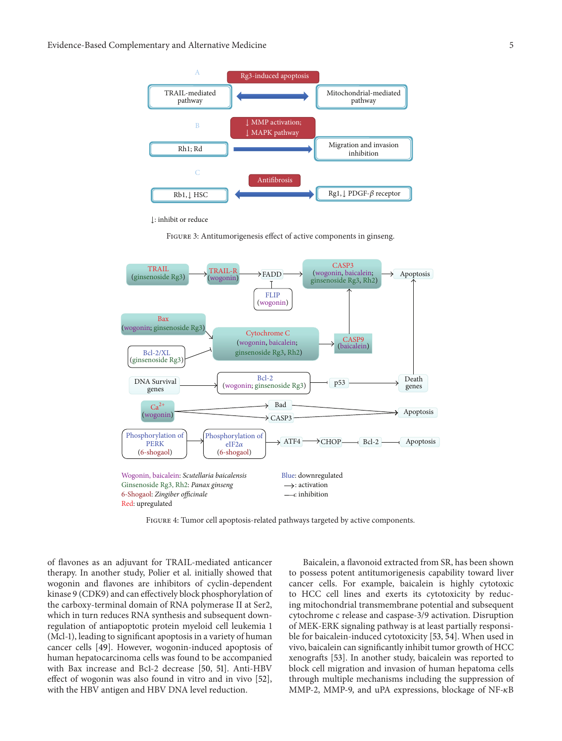FIGURE 3: Antitumorigenesis effect of active components in ginseng.

FIGURE 4: Tumor cell apoptosis-related pathways targeted by active components.

of flavones as an adjuvant for TRAIL-mediated anticancer therapy. In another study, Polier et al. initially showed that wogonin and flavones are inhibitors of cyclin-dependent kinase 9 (CDK9) and can effectively block phosphorylation of the carboxy-terminal domain of RNA polymerase II at Ser2, which in turn reduces RNA synthesis and subsequent downregulation of antiapoptotic protein myeloid cell leukemia 1 (Mcl-1), leading to significant apoptosis in a variety of human cancer cells [49]. However, wogonin-induced apoptosis of human hepatocarcinoma cells was found to be accompanied with Bax increase and Bcl-2 decrease [50, 51]. Anti-HBV effect of wogonin was also found in vitro and in vivo [52], with the HBV antigen and HBV DNA level reduction.

Baicalein, a flavonoid extracted from SR, has been shown to possess potent antitumorigenesis capability toward liver cancer cells. For example, baicalein is highly cytotoxic to HCC cell lines and exerts its cytotoxicity by reducing mitochondrial transmembrane potential and subsequent cytochrome c release and caspase-3/9 activation. Disruption of MEK-ERK signaling pathway is at least partially responsible for baicalein-induced cytotoxicity [53, 54]. When used in vivo, baicalein can significantly inhibit tumor growth of HCC xenografts [53]. In another study, baicalein was reported to block cell migration and invasion of human hepatoma cells through multiple mechanisms including the suppression of MMP-2, MMP-9, and uPA expressions, blockage of NF-$\kappa$B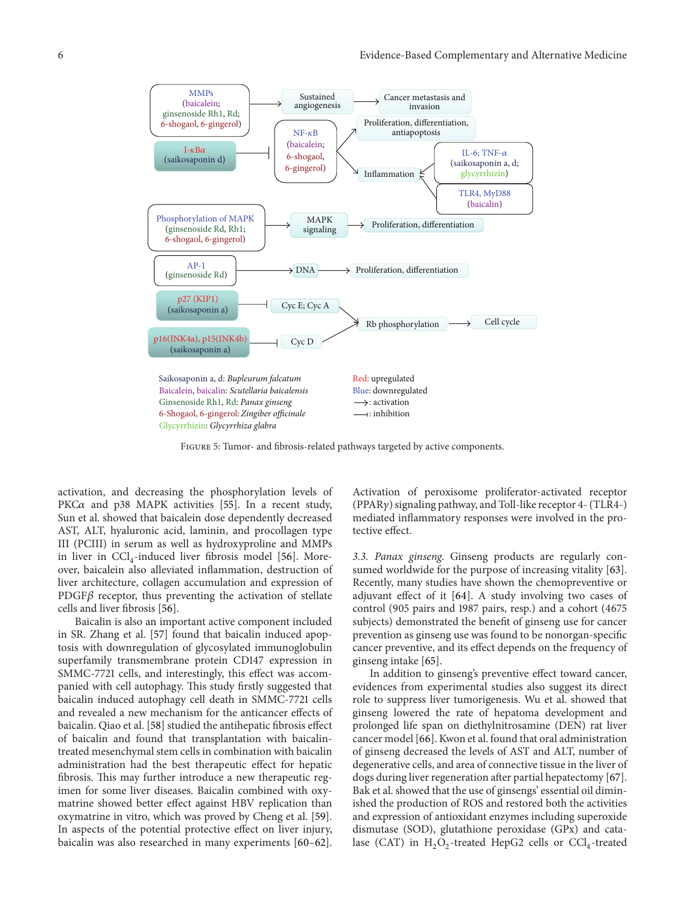Figure 5: Tumor- and fibrosis-related pathways targeted by active components.

activation, and decreasing the phosphorylation levels of PKC$\alpha$ and p38 MAPK activities [55]. In a recent study, Sun et al. showed that baicalein dose dependently decreased AST, ALT, hyaluronic acid, laminin, and procollagen type III (PCIII) in serum as well as hydroxyproline and MMPs in liver in $CCl_4$-induced liver fibrosis model [56]. Moreover, baicalein also alleviated inflammation, destruction of liver architecture, collagen accumulation and expression of PDGF$\beta$ receptor, thus preventing the activation of stellate cells and liver fibrosis [56].

Baicalin is also an important active component included in SR. Zhang et al. [57] found that baicalin induced apoptosis with downregulation of glycosylated immunoglobulin superfamily transmembrane protein CD147 expression in SMMC-7721 cells, and interestingly, this effect was accompanied with cell autophagy. This study firstly suggested that baicalin induced autophagy cell death in SMMC-7721 cells and revealed a new mechanism for the anticancer effects of baicalin. Qiao et al. [58] studied the antihepatic fibrosis effect of baicalin and found that transplantation with baicalin-treated mesenchymal stem cells in combination with baicalin administration had the best therapeutic effect for hepatic fibrosis. This may further introduce a new therapeutic regimen for some liver diseases. Baicalin combined with oxymatrine showed better effect against HBV replication than oxymatrine in vitro, which was proved by Cheng et al. [59]. In aspects of the potential protective effect on liver injury, baicalin was also researched in many experiments [60–62]. Activation of peroxisome proliferator-activated receptor (PPAR$\gamma$) signaling pathway, and Toll-like receptor 4- (TLR4-) mediated inflammatory responses were involved in the protective effect.

*3.3. Panax ginseng.* Ginseng products are regularly consumed worldwide for the purpose of increasing vitality [63]. Recently, many studies have shown the chemopreventive or adjuvant effect of it [64]. A study involving two cases of control (905 pairs and 1987 pairs, resp.) and a cohort (4675 subjects) demonstrated the benefit of ginseng use for cancer prevention as ginseng use was found to be nonorgan-specific cancer preventive, and its effect depends on the frequency of ginseng intake [65].

In addition to ginseng's preventive effect toward cancer, evidences from experimental studies also suggest its direct role to suppress liver tumorigenesis. Wu et al. showed that ginseng lowered the rate of hepatoma development and prolonged life span on diethylnitrosamine (DEN) rat liver cancer model [66]. Kwon et al. found that oral administration of ginseng decreased the levels of AST and ALT, number of degenerative cells, and area of connective tissue in the liver of dogs during liver regeneration after partial hepatectomy [67]. Bak et al. showed that the use of ginsengs' essential oil diminished the production of ROS and restored both the activities and expression of antioxidant enzymes including superoxide dismutase (SOD), glutathione peroxidase (GPx) and catalase (CAT) in $H_2O_2$-treated HepG2 cells or $CCl_4$-treated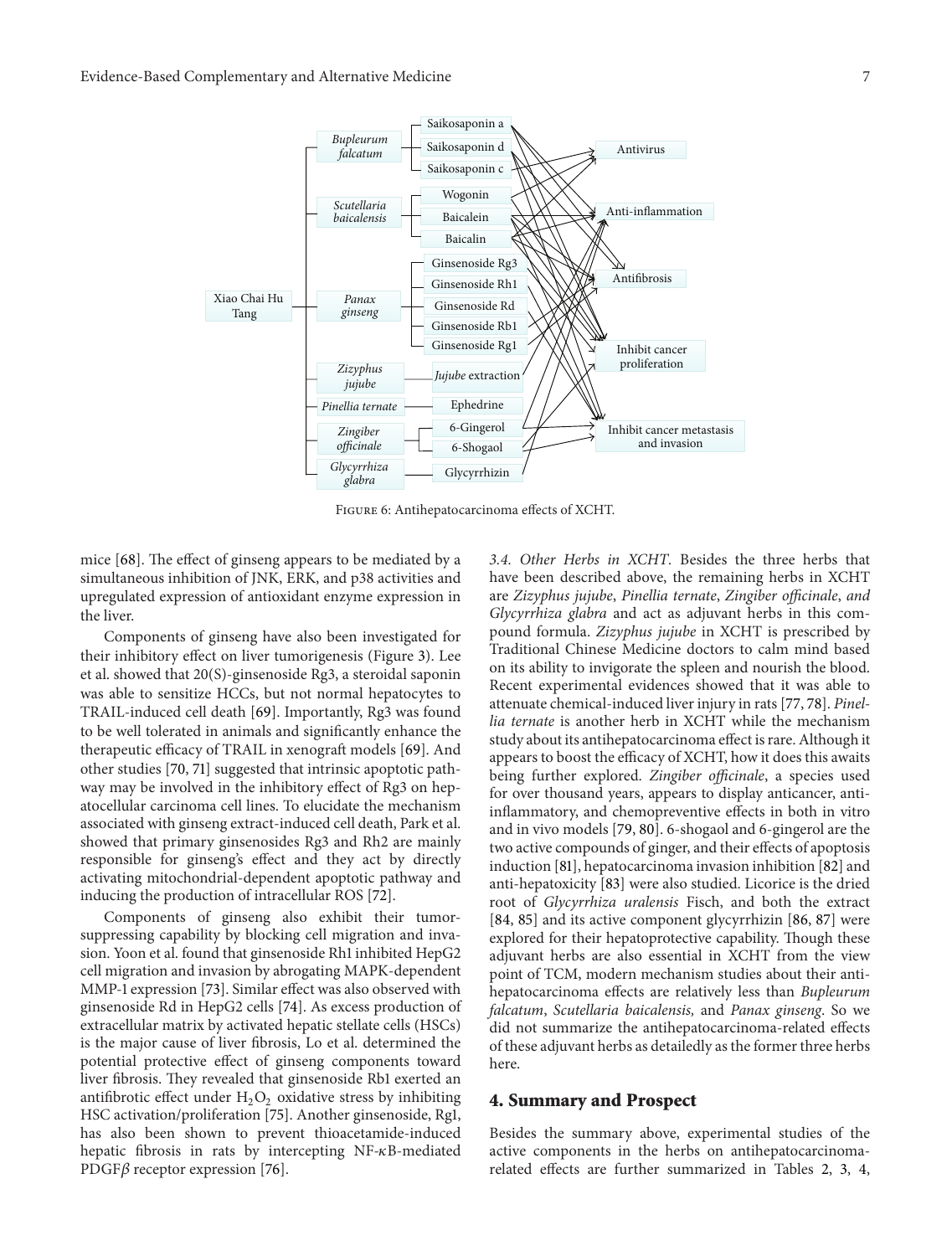Figure 6: Antihepatocarcinoma effects of XCHT.

mice [68]. The effect of ginseng appears to be mediated by a simultaneous inhibition of JNK, ERK, and p38 activities and upregulated expression of antioxidant enzyme expression in the liver.

Components of ginseng have also been investigated for their inhibitory effect on liver tumorigenesis (Figure 3). Lee et al. showed that 20(S)-ginsenoside Rg3, a steroidal saponin was able to sensitize HCCs, but not normal hepatocytes to TRAIL-induced cell death [69]. Importantly, Rg3 was found to be well tolerated in animals and significantly enhance the therapeutic efficacy of TRAIL in xenograft models [69]. And other studies [70, 71] suggested that intrinsic apoptotic pathway may be involved in the inhibitory effect of Rg3 on hepatocellular carcinoma cell lines. To elucidate the mechanism associated with ginseng extract-induced cell death, Park et al. showed that primary ginsenosides Rg3 and Rh2 are mainly responsible for ginseng's effect and they act by directly activating mitochondrial-dependent apoptotic pathway and inducing the production of intracellular ROS [72].

Components of ginseng also exhibit their tumor-suppressing capability by blocking cell migration and invasion. Yoon et al. found that ginsenoside Rh1 inhibited HepG2 cell migration and invasion by abrogating MAPK-dependent MMP-1 expression [73]. Similar effect was also observed with ginsenoside Rd in HepG2 cells [74]. As excess production of extracellular matrix by activated hepatic stellate cells (HSCs) is the major cause of liver fibrosis, Lo et al. determined the potential protective effect of ginseng components toward liver fibrosis. They revealed that ginsenoside Rb1 exerted an antifibrotic effect under $H_2O_2$ oxidative stress by inhibiting HSC activation/proliferation [75]. Another ginsenoside, Rg1, has also been shown to prevent thioacetamide-induced hepatic fibrosis in rats by intercepting NF-$\kappa$B-mediated PDGF$\beta$ receptor expression [76].

*3.4. Other Herbs in XCHT.* Besides the three herbs that have been described above, the remaining herbs in XCHT are *Zizyphus jujube*, *Pinellia ternate*, *Zingiber officinale*, *and Glycyrrhiza glabra* and act as adjuvant herbs in this compound formula. *Zizyphus jujube* in XCHT is prescribed by Traditional Chinese Medicine doctors to calm mind based on its ability to invigorate the spleen and nourish the blood. Recent experimental evidences showed that it was able to attenuate chemical-induced liver injury in rats [77, 78]. *Pinellia ternate* is another herb in XCHT while the mechanism study about its antihepatocarcinoma effect is rare. Although it appears to boost the efficacy of XCHT, how it does this awaits being further explored. *Zingiber officinale*, a species used for over thousand years, appears to display anticancer, anti-inflammatory, and chemopreventive effects in both in vitro and in vivo models [79, 80]. 6-shogaol and 6-gingerol are the two active compounds of ginger, and their effects of apoptosis induction [81], hepatocarcinoma invasion inhibition [82] and anti-hepatoxicity [83] were also studied. Licorice is the dried root of *Glycyrrhiza uralensis* Fisch, and both the extract [84, 85] and its active component glycyrrhizin [86, 87] were explored for their hepatoprotective capability. Though these adjuvant herbs are also essential in XCHT from the view point of TCM, modern mechanism studies about their anti-hepatocarcinoma effects are relatively less than *Bupleurum falcatum*, *Scutellaria baicalensis,* and *Panax ginseng*. So we did not summarize the antihepatocarcinoma-related effects of these adjuvant herbs as detailedly as the former three herbs here.

## 4. Summary and Prospect

Besides the summary above, experimental studies of the active components in the herbs on antihepatocarcinoma-related effects are further summarized in Tables 2, 3, 4,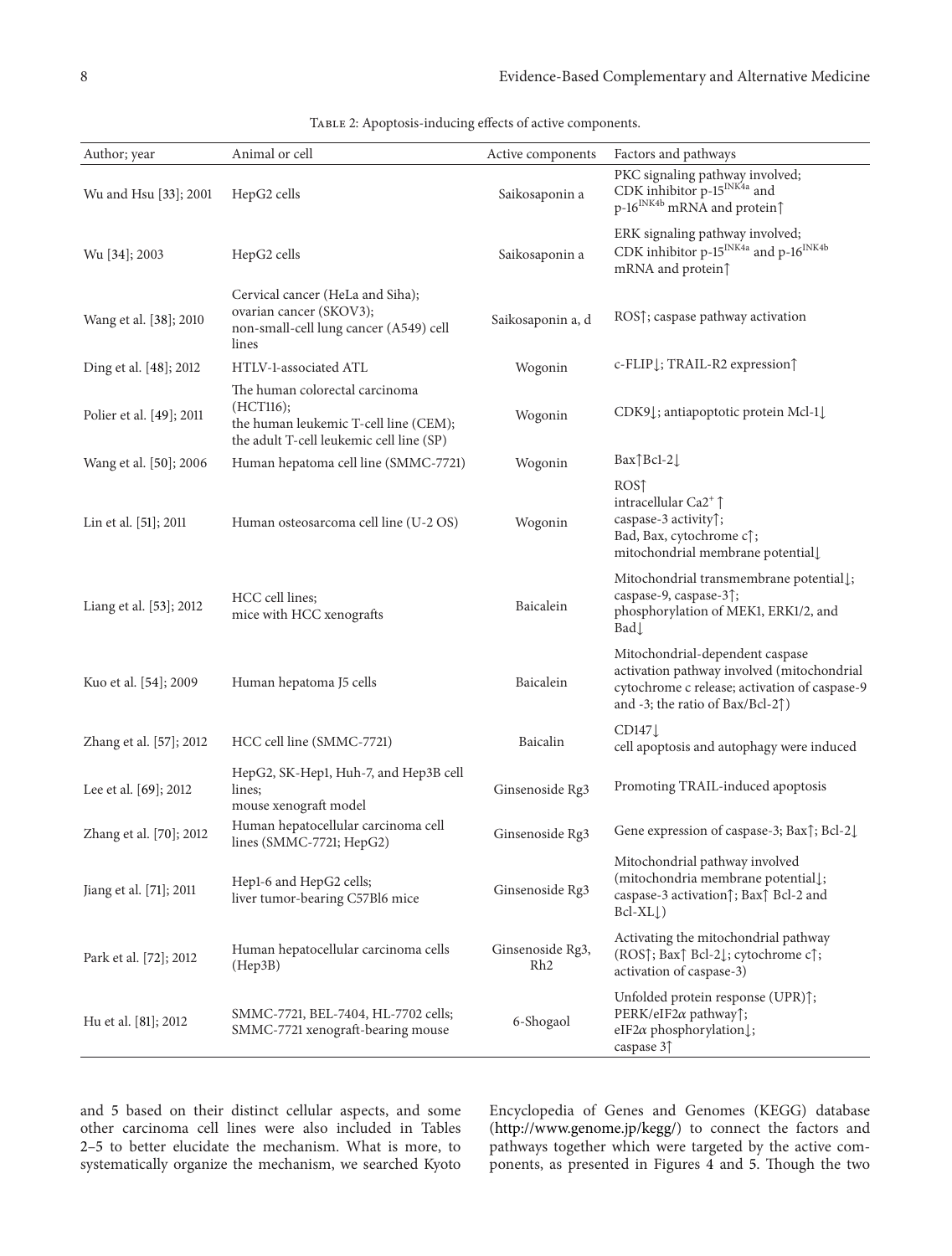Table 2: Apoptosis-inducing effects of active components.

| Author; year | Animal or cell | Active components | Factors and pathways |
|---|---|---|---|
| Wu and Hsu [33]; 2001 | HepG2 cells | Saikosaponin a | PKC signaling pathway involved; CDK inhibitor p-15$^{INK4a}$ and p-16$^{INK4b}$ mRNA and protein↑ |
| Wu [34]; 2003 | HepG2 cells | Saikosaponin a | ERK signaling pathway involved; CDK inhibitor p-15$^{INK4a}$ and p-16$^{INK4b}$ mRNA and protein↑ |
| Wang et al. [38]; 2010 | Cervical cancer (HeLa and Siha); ovarian cancer (SKOV3); non-small-cell lung cancer (A549) cell lines | Saikosaponin a, d | ROS↑; caspase pathway activation |
| Ding et al. [48]; 2012 | HTLV-1-associated ATL | Wogonin | c-FLIP↓; TRAIL-R2 expression↑ |
| Polier et al. [49]; 2011 | The human colorectal carcinoma (HCT116); the human leukemic T-cell line (CEM); the adult T-cell leukemic cell line (SP) | Wogonin | CDK9↓; antiapoptotic protein Mcl-1↓ |
| Wang et al. [50]; 2006 | Human hepatoma cell line (SMMC-7721) | Wogonin | Bax↑Bcl-2↓ |
| Lin et al. [51]; 2011 | Human osteosarcoma cell line (U-2 OS) | Wogonin | ROS↑ intracellular $Ca2^{+}$↑ caspase-3 activity↑; Bad, Bax, cytochrome c↑; mitochondrial membrane potential↓ |
| Liang et al. [53]; 2012 | HCC cell lines; mice with HCC xenografts | Baicalein | Mitochondrial transmembrane potential↓; caspase-9, caspase-3↑; phosphorylation of MEK1, ERK1/2, and Bad↓ |
| Kuo et al. [54]; 2009 | Human hepatoma J5 cells | Baicalein | Mitochondrial-dependent caspase activation pathway involved (mitochondrial cytochrome c release; activation of caspase-9 and -3; the ratio of Bax/Bcl-2↑) |
| Zhang et al. [57]; 2012 | HCC cell line (SMMC-7721) | Baicalin | CD147↓ cell apoptosis and autophagy were induced |
| Lee et al. [69]; 2012 | HepG2, SK-Hep1, Huh-7, and Hep3B cell lines; mouse xenograft model | Ginsenoside Rg3 | Promoting TRAIL-induced apoptosis |
| Zhang et al. [70]; 2012 | Human hepatocellular carcinoma cell lines (SMMC-7721; HepG2) | Ginsenoside Rg3 | Gene expression of caspase-3; Bax↑; Bcl-2↓ |
| Jiang et al. [71]; 2011 | Hep1-6 and HepG2 cells; liver tumor-bearing C57Bl6 mice | Ginsenoside Rg3 | Mitochondrial pathway involved (mitochondria membrane potential↓; caspase-3 activation↑; Bax↑ Bcl-2 and Bcl-XL↓) |
| Park et al. [72]; 2012 | Human hepatocellular carcinoma cells (Hep3B) | Ginsenoside Rg3, Rh2 | Activating the mitochondrial pathway (ROS↑; Bax↑ Bcl-2↓; cytochrome c↑; activation of caspase-3) |
| Hu et al. [81]; 2012 | SMMC-7721, BEL-7404, HL-7702 cells; SMMC-7721 xenograft-bearing mouse | 6-Shogaol | Unfolded protein response (UPR)↑; PERK/eIF2$\alpha$ pathway↑; eIF2$\alpha$ phosphorylation↓; caspase 3↑ |

and 5 based on their distinct cellular aspects, and some other carcinoma cell lines were also included in Tables 2–5 to better elucidate the mechanism. What is more, to systematically organize the mechanism, we searched Kyoto Encyclopedia of Genes and Genomes (KEGG) database (http://www.genome.jp/kegg/) to connect the factors and pathways together which were targeted by the active components, as presented in Figures 4 and 5. Though the two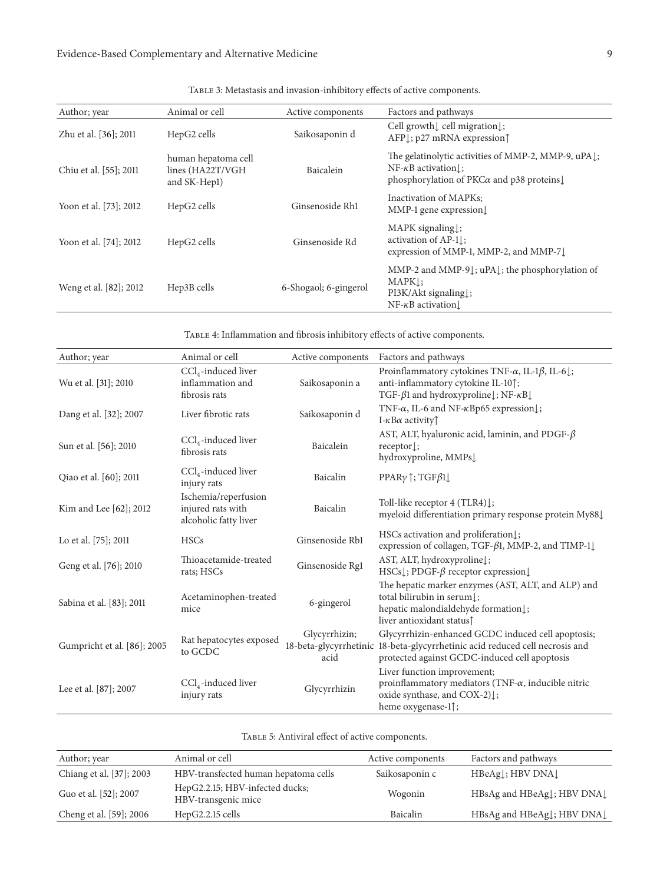Table 3: Metastasis and invasion-inhibitory effects of active components.

| Author; year | Animal or cell | Active components | Factors and pathways |
|---|---|---|---|
| Zhu et al. [36]; 2011 | HepG2 cells | Saikosaponin d | Cell growth↓ cell migration↓; AFP↓; p27 mRNA expression↑ |
| Chiu et al. [55]; 2011 | human hepatoma cell lines (HA22T/VGH and SK-Hep1) | Baicalein | The gelatinolytic activities of MMP-2, MMP-9, uPA↓; NF-$\kappa$B activation↓; phosphorylation of PKC$\alpha$ and p38 proteins↓ |
| Yoon et al. [73]; 2012 | HepG2 cells | Ginsenoside Rh1 | Inactivation of MAPKs; MMP-1 gene expression↓ |
| Yoon et al. [74]; 2012 | HepG2 cells | Ginsenoside Rd | MAPK signaling↓; activation of AP-1↓; expression of MMP-1, MMP-2, and MMP-7↓ |
| Weng et al. [82]; 2012 | Hep3B cells | 6-Shogaol; 6-gingerol | MMP-2 and MMP-9↓; uPA↓; the phosphorylation of MAPK↓; PI3K/Akt signaling↓; NF-$\kappa$B activation↓ |

Table 4: Inflammation and fibrosis inhibitory effects of active components.

| Author; year | Animal or cell | Active components | Factors and pathways |
|---|---|---|---|
| Wu et al. [31]; 2010 | $CCl_4$-induced liver inflammation and fibrosis rats | Saikosaponin a | Proinflammatory cytokines TNF-$\alpha$, IL-1$\beta$, IL-6↓; anti-inflammatory cytokine IL-10↑; TGF-$\beta$1 and hydroxyproline↓; NF-$\kappa$B↓ |
| Dang et al. [32]; 2007 | Liver fibrotic rats | Saikosaponin d | TNF-$\alpha$, IL-6 and NF-$\kappa$Bp65 expression↓; I-$\kappa$B$\alpha$ activity↑ |
| Sun et al. [56]; 2010 | $CCl_4$-induced liver fibrosis rats | Baicalein | AST, ALT, hyaluronic acid, laminin, and PDGF-$\beta$ receptor↓; hydroxyproline, MMPs↓ |
| Qiao et al. [60]; 2011 | $CCl_4$-induced liver injury rats | Baicalin | PPAR$\gamma$ ↑; TGF$\beta$1↓ |
| Kim and Lee [62]; 2012 | Ischemia/reperfusion injured rats with alcoholic fatty liver | Baicalin | Toll-like receptor 4 (TLR4)↓; myeloid differentiation primary response protein My88↓ |
| Lo et al. [75]; 2011 | HSCs | Ginsenoside Rb1 | HSCs activation and proliferation↓; expression of collagen, TGF-$\beta$1, MMP-2, and TIMP-1↓ |
| Geng et al. [76]; 2010 | Thioacetamide-treated rats; HSCs | Ginsenoside Rg1 | AST, ALT, hydroxyproline↓; HSCs↓; PDGF-$\beta$ receptor expression↓ |
| Sabina et al. [83]; 2011 | Acetaminophen-treated mice | 6-gingerol | The hepatic marker enzymes (AST, ALT, and ALP) and total bilirubin in serum↓; hepatic malondialdehyde formation↓; liver antioxidant status↑ |
| Gumpricht et al. [86]; 2005 | Rat hepatocytes exposed to GCDC | Glycyrrhizin; 18-beta-glycyrrhetinic acid | Glycyrrhizin-enhanced GCDC induced cell apoptosis; 18-beta-glycyrrhetinic acid reduced cell necrosis and protected against GCDC-induced cell apoptosis |
| Lee et al. [87]; 2007 | $CCl_4$-induced liver injury rats | Glycyrrhizin | Liver function improvement; proinflammatory mediators (TNF-$\alpha$, inducible nitric oxide synthase, and COX-2)↓; heme oxygenase-1↑; |

Table 5: Antiviral effect of active components.

| Author; year | Animal or cell | Active components | Factors and pathways |
|---|---|---|---|
| Chiang et al. [37]; 2003 | HBV-transfected human hepatoma cells | Saikosaponin c | HBeAg↓; HBV DNA↓ |
| Guo et al. [52]; 2007 | HepG2.2.15; HBV-infected ducks; HBV-transgenic mice | Wogonin | HBsAg and HBeAg↓; HBV DNA↓ |
| Cheng et al. [59]; 2006 | HepG2.2.15 cells | Baicalin | HBsAg and HBeAg↓; HBV DNA↓ |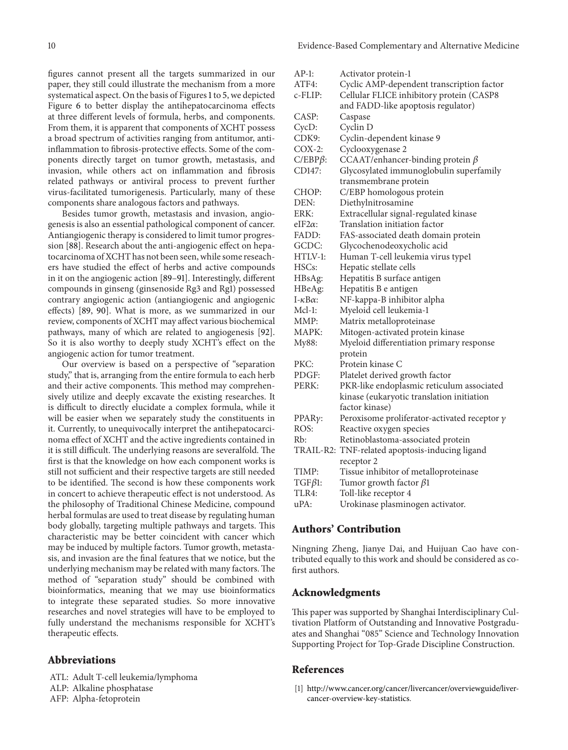figures cannot present all the targets summarized in our paper, they still could illustrate the mechanism from a more systematical aspect. On the basis of Figures 1 to 5, we depicted Figure 6 to better display the antihepatocarcinoma effects at three different levels of formula, herbs, and components. From them, it is apparent that components of XCHT possess a broad spectrum of activities ranging from antitumor, anti-inflammation to fibrosis-protective effects. Some of the components directly target on tumor growth, metastasis, and invasion, while others act on inflammation and fibrosis related pathways or antiviral process to prevent further virus-facilitated tumorigenesis. Particularly, many of these components share analogous factors and pathways.

Besides tumor growth, metastasis and invasion, angiogenesis is also an essential pathological component of cancer. Antiangiogenic therapy is considered to limit tumor progression [88]. Research about the anti-angiogenic effect on hepatocarcinoma of XCHT has not been seen, while some reseachers have studied the effect of herbs and active compounds in it on the angiogenic action [89–91]. Interestingly, different compounds in ginseng (ginsenoside Rg3 and Rg1) possessed contrary angiogenic action (antiangiogenic and angiogenic effects) [89, 90]. What is more, as we summarized in our review, components of XCHT may affect various biochemical pathways, many of which are related to angiogenesis [92]. So it is also worthy to deeply study XCHT's effect on the angiogenic action for tumor treatment.

Our overview is based on a perspective of "separation study," that is, arranging from the entire formula to each herb and their active components. This method may comprehensively utilize and deeply excavate the existing researches. It is difficult to directly elucidate a complex formula, while it will be easier when we separately study the constituents in it. Currently, to unequivocally interpret the antihepatocarcinoma effect of XCHT and the active ingredients contained in it is still difficult. The underlying reasons are severalfold. The first is that the knowledge on how each component works is still not sufficient and their respective targets are still needed to be identified. The second is how these components work in concert to achieve therapeutic effect is not understood. As the philosophy of Traditional Chinese Medicine, compound herbal formulas are used to treat disease by regulating human body globally, targeting multiple pathways and targets. This characteristic may be better coincident with cancer which may be induced by multiple factors. Tumor growth, metastasis, and invasion are the final features that we notice, but the underlying mechanism may be related with many factors. The method of "separation study" should be combined with bioinformatics, meaning that we may use bioinformatics to integrate these separated studies. So more innovative researches and novel strategies will have to be employed to fully understand the mechanisms responsible for XCHT's therapeutic effects.

## Abbreviations

ATL: Adult T-cell leukemia/lymphoma
ALP: Alkaline phosphatase
AFP: Alpha-fetoprotein
AP-1: Activator protein-1
ATF4: Cyclic AMP-dependent transcription factor
c-FLIP: Cellular FLICE inhibitory protein (CASP8 and FADD-like apoptosis regulator)
CASP: Caspase
CycD: Cyclin D
CDK9: Cyclin-dependent kinase 9
COX-2: Cyclooxygenase 2
C/EBP$\beta$: CCAAT/enhancer-binding protein $\beta$
CD147: Glycosylated immunoglobulin superfamily transmembrane protein
CHOP: C/EBP homologous protein
DEN: Diethylnitrosamine
ERK: Extracellular signal-regulated kinase
eIF2$\alpha$: Translation initiation factor
FADD: FAS-associated death domain protein
GCDC: Glycochenodeoxycholic acid
HTLV-1: Human T-cell leukemia virus type1
HSCs: Hepatic stellate cells
HBsAg: Hepatitis B surface antigen
HBeAg: Hepatitis B e antigen
I-$\kappa$B$\alpha$: NF-kappa-B inhibitor alpha
Mcl-1: Myeloid cell leukemia-1
MMP: Matrix metalloproteinase
MAPK: Mitogen-activated protein kinase
My88: Myeloid differentiation primary response protein
PKC: Protein kinase C
PDGF: Platelet derived growth factor
PERK: PKR-like endoplasmic reticulum associated kinase (eukaryotic translation initiation factor kinase)
PPAR$\gamma$: Peroxisome proliferator-activated receptor $\gamma$
ROS: Reactive oxygen species
Rb: Retinoblastoma-associated protein
TRAIL-R2: TNF-related apoptosis-inducing ligand receptor 2
TIMP: Tissue inhibitor of metalloproteinase
TGF$\beta$1: Tumor growth factor $\beta$1
TLR4: Toll-like receptor 4
uPA: Urokinase plasminogen activator.

## Authors' Contribution

Ningning Zheng, Jianye Dai, and Huijuan Cao have contributed equally to this work and should be considered as co-first authors.

## Acknowledgments

This paper was supported by Shanghai Interdisciplinary Cultivation Platform of Outstanding and Innovative Postgraduates and Shanghai "085" Science and Technology Innovation Supporting Project for Top-Grade Discipline Construction.

## References

[1] http://www.cancer.org/cancer/livercancer/overviewguide/liver-cancer-overview-key-statistics.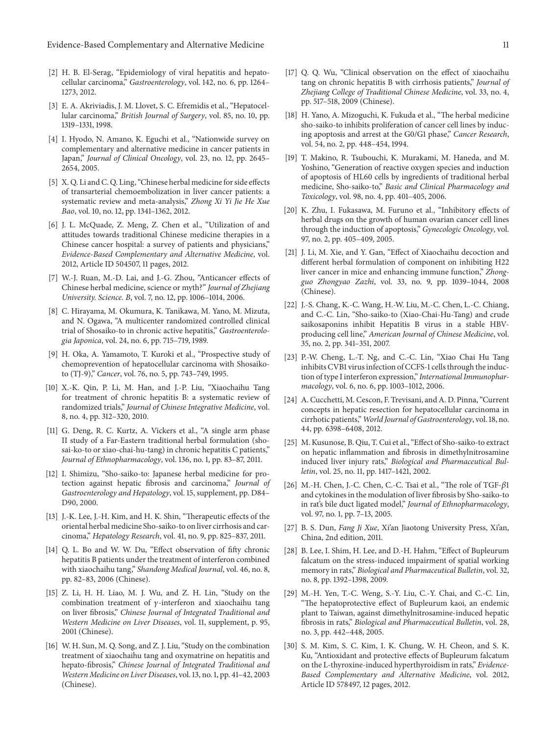[2] H. B. El-Serag, "Epidemiology of viral hepatitis and hepatocellular carcinoma," *Gastroenterology*, vol. 142, no. 6, pp. 1264–1273, 2012.

[3] E. A. Akriviadis, J. M. Llovet, S. C. Efremidis et al., "Hepatocellular carcinoma," *British Journal of Surgery*, vol. 85, no. 10, pp. 1319–1331, 1998.

[4] I. Hyodo, N. Amano, K. Eguchi et al., "Nationwide survey on complementary and alternative medicine in cancer patients in Japan," *Journal of Clinical Oncology*, vol. 23, no. 12, pp. 2645–2654, 2005.

[5] X. Q. Li and C. Q. Ling, "Chinese herbal medicine for side effects of transarterial chemoembolization in liver cancer patients: a systematic review and meta-analysis," *Zhong Xi Yi Jie He Xue Bao*, vol. 10, no. 12, pp. 1341–1362, 2012.

[6] J. L. McQuade, Z. Meng, Z. Chen et al., "Utilization of and attitudes towards traditional Chinese medicine therapies in a Chinese cancer hospital: a survey of patients and physicians," *Evidence-Based Complementary and Alternative Medicine*, vol. 2012, Article ID 504507, 11 pages, 2012.

[7] W.-J. Ruan, M.-D. Lai, and J.-G. Zhou, "Anticancer effects of Chinese herbal medicine, science or myth?" *Journal of Zhejiang University. Science. B*, vol. 7, no. 12, pp. 1006–1014, 2006.

[8] C. Hirayama, M. Okumura, K. Tanikawa, M. Yano, M. Mizuta, and N. Ogawa, "A multicenter randomized controlled clinical trial of Shosaiko-to in chronic active hepatitis," *Gastroenterologia Japonica*, vol. 24, no. 6, pp. 715–719, 1989.

[9] H. Oka, A. Yamamoto, T. Kuroki et al., "Prospective study of chemoprevention of hepatocellular carcinoma with Shosaiko-to (TJ-9)," *Cancer*, vol. 76, no. 5, pp. 743–749, 1995.

[10] X.-K. Qin, P. Li, M. Han, and J.-P. Liu, "Xiaochaihu Tang for treatment of chronic hepatitis B: a systematic review of randomized trials," *Journal of Chinese Integrative Medicine*, vol. 8, no. 4, pp. 312–320, 2010.

[11] G. Deng, R. C. Kurtz, A. Vickers et al., "A single arm phase II study of a Far-Eastern traditional herbal formulation (sho-sai-ko-to or xiao-chai-hu-tang) in chronic hepatitis C patients," *Journal of Ethnopharmacology*, vol. 136, no. 1, pp. 83–87, 2011.

[12] I. Shimizu, "Sho-saiko-to: Japanese herbal medicine for protection against hepatic fibrosis and carcinoma," *Journal of Gastroenterology and Hepatology*, vol. 15, supplement, pp. D84–D90, 2000.

[13] J.-K. Lee, J.-H. Kim, and H. K. Shin, "Therapeutic effects of the oriental herbal medicine Sho-saiko-to on liver cirrhosis and carcinoma," *Hepatology Research*, vol. 41, no. 9, pp. 825–837, 2011.

[14] Q. L. Bo and W. W. Du, "Effect observation of fifty chronic hepatitis B patients under the treatment of interferon combined with xiaochaihu tang," *Shandong Medical Journal*, vol. 46, no. 8, pp. 82–83, 2006 (Chinese).

[15] Z. Li, H. H. Liao, M. J. Wu, and Z. H. Lin, "Study on the combination treatment of $\gamma$-interferon and xiaochaihu tang on liver fibrosis," *Chinese Journal of Integrated Traditional and Western Medicine on Liver Diseases*, vol. 11, supplement, p. 95, 2001 (Chinese).

[16] W. H. Sun, M. Q. Song, and Z. J. Liu, "Study on the combination treatment of xiaochaihu tang and oxymatrine on hepatitis and hepato-fibrosis," *Chinese Journal of Integrated Traditional and Western Medicine on Liver Diseases*, vol. 13, no. 1, pp. 41–42, 2003 (Chinese).

[17] Q. Q. Wu, "Clinical observation on the effect of xiaochaihu tang on chronic hepatitis B with cirrhosis patients," *Journal of Zhejiang College of Traditional Chinese Medicine*, vol. 33, no. 4, pp. 517–518, 2009 (Chinese).

[18] H. Yano, A. Mizoguchi, K. Fukuda et al., "The herbal medicine sho-saiko-to inhibits proliferation of cancer cell lines by inducing apoptosis and arrest at the G0/G1 phase," *Cancer Research*, vol. 54, no. 2, pp. 448–454, 1994.

[19] T. Makino, R. Tsubouchi, K. Murakami, M. Haneda, and M. Yoshino, "Generation of reactive oxygen species and induction of apoptosis of HL60 cells by ingredients of traditional herbal medicine, Sho-saiko-to," *Basic and Clinical Pharmacology and Toxicology*, vol. 98, no. 4, pp. 401–405, 2006.

[20] K. Zhu, I. Fukasawa, M. Furuno et al., "Inhibitory effects of herbal drugs on the growth of human ovarian cancer cell lines through the induction of apoptosis," *Gynecologic Oncology*, vol. 97, no. 2, pp. 405–409, 2005.

[21] J. Li, M. Xie, and Y. Gan, "Effect of Xiaochaihu decoction and different herbal formulation of component on inhibiting H22 liver cancer in mice and enhancing immune function," *Zhongguo Zhongyao Zazhi*, vol. 33, no. 9, pp. 1039–1044, 2008 (Chinese).

[22] J.-S. Chang, K.-C. Wang, H.-W. Liu, M.-C. Chen, L.-C. Chiang, and C.-C. Lin, "Sho-saiko-to (Xiao-Chai-Hu-Tang) and crude saikosaponins inhibit Hepatitis B virus in a stable HBV-producing cell line," *American Journal of Chinese Medicine*, vol. 35, no. 2, pp. 341–351, 2007.

[23] P.-W. Cheng, L.-T. Ng, and C.-C. Lin, "Xiao Chai Hu Tang inhibits CVB1 virus infection of CCFS-1 cells through the induction of type I interferon expression," *International Immunopharmacology*, vol. 6, no. 6, pp. 1003–1012, 2006.

[24] A. Cucchetti, M. Cescon, F. Trevisani, and A. D. Pinna, "Current concepts in hepatic resection for hepatocellular carcinoma in cirrhotic patients," *World Journal of Gastroenterology*, vol. 18, no. 44, pp. 6398–6408, 2012.

[25] M. Kusunose, B. Qiu, T. Cui et al., "Effect of Sho-saiko-to extract on hepatic inflammation and fibrosis in dimethylnitrosamine induced liver injury rats," *Biological and Pharmaceutical Bulletin*, vol. 25, no. 11, pp. 1417–1421, 2002.

[26] M.-H. Chen, J.-C. Chen, C.-C. Tsai et al., "The role of TGF-$\beta$1 and cytokines in the modulation of liver fibrosis by Sho-saiko-to in rat's bile duct ligated model," *Journal of Ethnopharmacology*, vol. 97, no. 1, pp. 7–13, 2005.

[27] B. S. Dun, *Fang Ji Xue*, Xi'an Jiaotong University Press, Xi'an, China, 2nd edition, 2011.

[28] B. Lee, I. Shim, H. Lee, and D.-H. Hahm, "Effect of Bupleurum falcatum on the stress-induced impairment of spatial working memory in rats," *Biological and Pharmaceutical Bulletin*, vol. 32, no. 8, pp. 1392–1398, 2009.

[29] M.-H. Yen, T.-C. Weng, S.-Y. Liu, C.-Y. Chai, and C.-C. Lin, "The hepatoprotective effect of Bupleurum kaoi, an endemic plant to Taiwan, against dimethylnitrosamine-induced hepatic fibrosis in rats," *Biological and Pharmaceutical Bulletin*, vol. 28, no. 3, pp. 442–448, 2005.

[30] S. M. Kim, S. C. Kim, I. K. Chung, W. H. Cheon, and S. K. Ku, "Antioxidant and protective effects of Bupleurum falcatum on the L-thyroxine-induced hyperthyroidism in rats," *Evidence-Based Complementary and Alternative Medicine*, vol. 2012, Article ID 578497, 12 pages, 2012.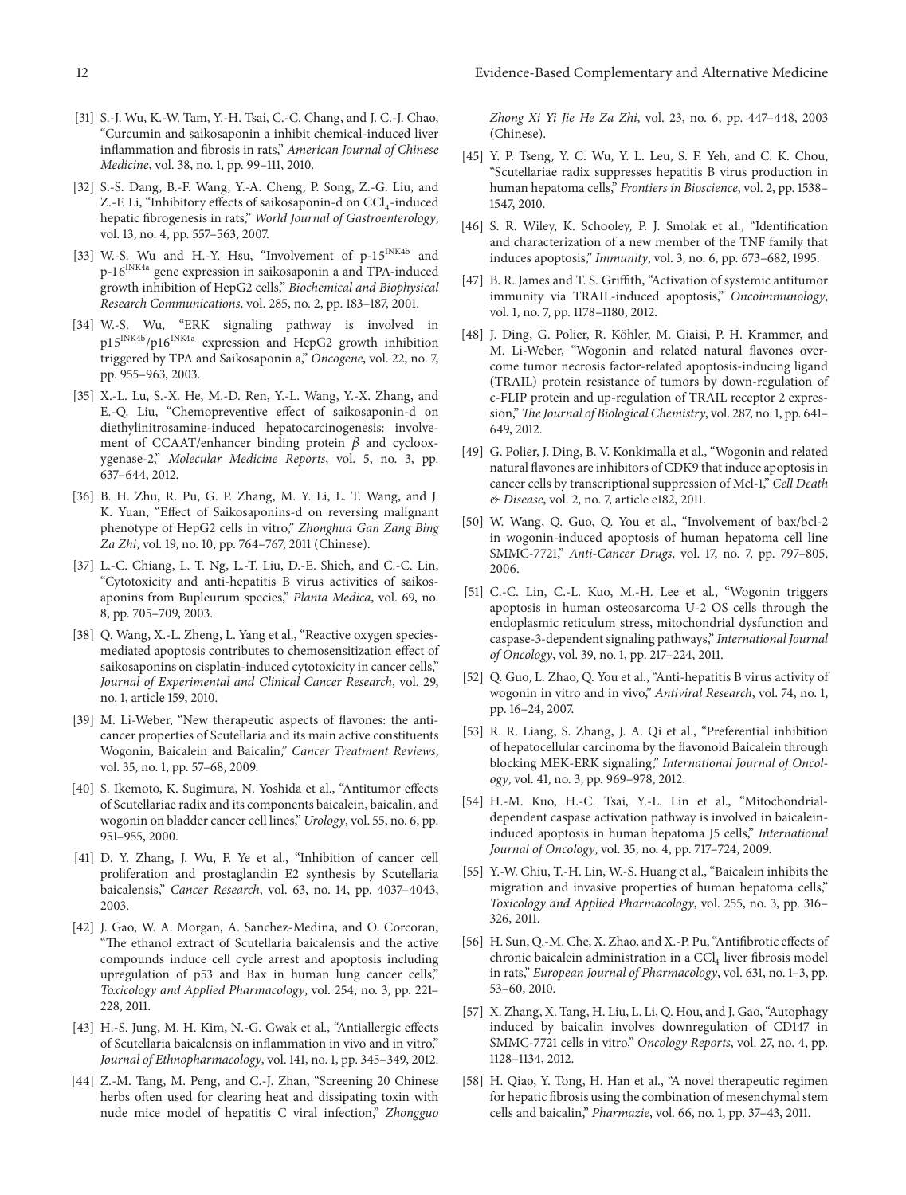[31] S.-J. Wu, K.-W. Tam, Y.-H. Tsai, C.-C. Chang, and J. C.-J. Chao, "Curcumin and saikosaponin a inhibit chemical-induced liver inflammation and fibrosis in rats," *American Journal of Chinese Medicine*, vol. 38, no. 1, pp. 99–111, 2010.

[32] S.-S. Dang, B.-F. Wang, Y.-A. Cheng, P. Song, Z.-G. Liu, and Z.-F. Li, "Inhibitory effects of saikosaponin-d on $CCl_4$-induced hepatic fibrogenesis in rats," *World Journal of Gastroenterology*, vol. 13, no. 4, pp. 557–563, 2007.

[33] W.-S. Wu and H.-Y. Hsu, "Involvement of p-$15^{INK4b}$ and p-$16^{INK4a}$ gene expression in saikosaponin a and TPA-induced growth inhibition of HepG2 cells," *Biochemical and Biophysical Research Communications*, vol. 285, no. 2, pp. 183–187, 2001.

[34] W.-S. Wu, "ERK signaling pathway is involved in $p15^{INK4b}/p16^{INK4a}$ expression and HepG2 growth inhibition triggered by TPA and Saikosaponin a," *Oncogene*, vol. 22, no. 7, pp. 955–963, 2003.

[35] X.-L. Lu, S.-X. He, M.-D. Ren, Y.-L. Wang, Y.-X. Zhang, and E.-Q. Liu, "Chemopreventive effect of saikosaponin-d on diethylinitrosamine-induced hepatocarcinogenesis: involvement of CCAAT/enhancer binding protein $\beta$ and cyclooxygenase-2," *Molecular Medicine Reports*, vol. 5, no. 3, pp. 637–644, 2012.

[36] B. H. Zhu, R. Pu, G. P. Zhang, M. Y. Li, L. T. Wang, and J. K. Yuan, "Effect of Saikosaponins-d on reversing malignant phenotype of HepG2 cells in vitro," *Zhonghua Gan Zang Bing Za Zhi*, vol. 19, no. 10, pp. 764–767, 2011 (Chinese).

[37] L.-C. Chiang, L. T. Ng, L.-T. Liu, D.-E. Shieh, and C.-C. Lin, "Cytotoxicity and anti-hepatitis B virus activities of saikosaponins from Bupleurum species," *Planta Medica*, vol. 69, no. 8, pp. 705–709, 2003.

[38] Q. Wang, X.-L. Zheng, L. Yang et al., "Reactive oxygen species-mediated apoptosis contributes to chemosensitization effect of saikosaponins on cisplatin-induced cytotoxicity in cancer cells," *Journal of Experimental and Clinical Cancer Research*, vol. 29, no. 1, article 159, 2010.

[39] M. Li-Weber, "New therapeutic aspects of flavones: the anticancer properties of Scutellaria and its main active constituents Wogonin, Baicalein and Baicalin," *Cancer Treatment Reviews*, vol. 35, no. 1, pp. 57–68, 2009.

[40] S. Ikemoto, K. Sugimura, N. Yoshida et al., "Antitumor effects of Scutellariae radix and its components baicalein, baicalin, and wogonin on bladder cancer cell lines," *Urology*, vol. 55, no. 6, pp. 951–955, 2000.

[41] D. Y. Zhang, J. Wu, F. Ye et al., "Inhibition of cancer cell proliferation and prostaglandin E2 synthesis by Scutellaria baicalensis," *Cancer Research*, vol. 63, no. 14, pp. 4037–4043, 2003.

[42] J. Gao, W. A. Morgan, A. Sanchez-Medina, and O. Corcoran, "The ethanol extract of Scutellaria baicalensis and the active compounds induce cell cycle arrest and apoptosis including upregulation of p53 and Bax in human lung cancer cells," *Toxicology and Applied Pharmacology*, vol. 254, no. 3, pp. 221–228, 2011.

[43] H.-S. Jung, M. H. Kim, N.-G. Gwak et al., "Antiallergic effects of Scutellaria baicalensis on inflammation in vivo and in vitro," *Journal of Ethnopharmacology*, vol. 141, no. 1, pp. 345–349, 2012.

[44] Z.-M. Tang, M. Peng, and C.-J. Zhan, "Screening 20 Chinese herbs often used for clearing heat and dissipating toxin with nude mice model of hepatitis C viral infection," *Zhongguo Zhong Xi Yi Jie He Za Zhi*, vol. 23, no. 6, pp. 447–448, 2003 (Chinese).

[45] Y. P. Tseng, Y. C. Wu, Y. L. Leu, S. F. Yeh, and C. K. Chou, "Scutellariae radix suppresses hepatitis B virus production in human hepatoma cells," *Frontiers in Bioscience*, vol. 2, pp. 1538–1547, 2010.

[46] S. R. Wiley, K. Schooley, P. J. Smolak et al., "Identification and characterization of a new member of the TNF family that induces apoptosis," *Immunity*, vol. 3, no. 6, pp. 673–682, 1995.

[47] B. R. James and T. S. Griffith, "Activation of systemic antitumor immunity via TRAIL-induced apoptosis," *Oncoimmunology*, vol. 1, no. 7, pp. 1178–1180, 2012.

[48] J. Ding, G. Polier, R. Köhler, M. Giaisi, P. H. Krammer, and M. Li-Weber, "Wogonin and related natural flavones overcome tumor necrosis factor-related apoptosis-inducing ligand (TRAIL) protein resistance of tumors by down-regulation of c-FLIP protein and up-regulation of TRAIL receptor 2 expression," *The Journal of Biological Chemistry*, vol. 287, no. 1, pp. 641–649, 2012.

[49] G. Polier, J. Ding, B. V. Konkimalla et al., "Wogonin and related natural flavones are inhibitors of CDK9 that induce apoptosis in cancer cells by transcriptional suppression of Mcl-1," *Cell Death & Disease*, vol. 2, no. 7, article e182, 2011.

[50] W. Wang, Q. Guo, Q. You et al., "Involvement of bax/bcl-2 in wogonin-induced apoptosis of human hepatoma cell line SMMC-7721," *Anti-Cancer Drugs*, vol. 17, no. 7, pp. 797–805, 2006.

[51] C.-C. Lin, C.-L. Kuo, M.-H. Lee et al., "Wogonin triggers apoptosis in human osteosarcoma U-2 OS cells through the endoplasmic reticulum stress, mitochondrial dysfunction and caspase-3-dependent signaling pathways," *International Journal of Oncology*, vol. 39, no. 1, pp. 217–224, 2011.

[52] Q. Guo, L. Zhao, Q. You et al., "Anti-hepatitis B virus activity of wogonin in vitro and in vivo," *Antiviral Research*, vol. 74, no. 1, pp. 16–24, 2007.

[53] R. R. Liang, S. Zhang, J. A. Qi et al., "Preferential inhibition of hepatocellular carcinoma by the flavonoid Baicalein through blocking MEK-ERK signaling," *International Journal of Oncology*, vol. 41, no. 3, pp. 969–978, 2012.

[54] H.-M. Kuo, H.-C. Tsai, Y.-L. Lin et al., "Mitochondrial-dependent caspase activation pathway is involved in baicalein-induced apoptosis in human hepatoma J5 cells," *International Journal of Oncology*, vol. 35, no. 4, pp. 717–724, 2009.

[55] Y.-W. Chiu, T.-H. Lin, W.-S. Huang et al., "Baicalein inhibits the migration and invasive properties of human hepatoma cells," *Toxicology and Applied Pharmacology*, vol. 255, no. 3, pp. 316–326, 2011.

[56] H. Sun, Q.-M. Che, X. Zhao, and X.-P. Pu, "Antifibrotic effects of chronic baicalein administration in a $CCl_4$ liver fibrosis model in rats," *European Journal of Pharmacology*, vol. 631, no. 1–3, pp. 53–60, 2010.

[57] X. Zhang, X. Tang, H. Liu, L. Li, Q. Hou, and J. Gao, "Autophagy induced by baicalin involves downregulation of CD147 in SMMC-7721 cells in vitro," *Oncology Reports*, vol. 27, no. 4, pp. 1128–1134, 2012.

[58] H. Qiao, Y. Tong, H. Han et al., "A novel therapeutic regimen for hepatic fibrosis using the combination of mesenchymal stem cells and baicalin," *Pharmazie*, vol. 66, no. 1, pp. 37–43, 2011.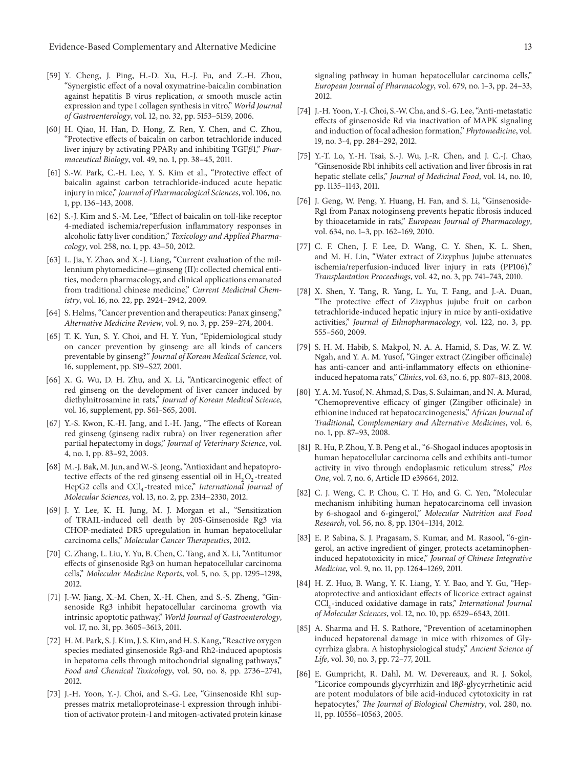[59] Y. Cheng, J. Ping, H.-D. Xu, H.-J. Fu, and Z.-H. Zhou, "Synergistic effect of a noval oxymatrine-baicalin combination against hepatitis B virus replication, $\alpha$ smooth muscle actin expression and type I collagen synthesis in vitro," *World Journal of Gastroenterology*, vol. 12, no. 32, pp. 5153–5159, 2006.

[60] H. Qiao, H. Han, D. Hong, Z. Ren, Y. Chen, and C. Zhou, "Protective effects of baicalin on carbon tetrachloride induced liver injury by activating PPAR$\gamma$ and inhibiting TGF$\beta$1," *Pharmaceutical Biology*, vol. 49, no. 1, pp. 38–45, 2011.

[61] S.-W. Park, C.-H. Lee, Y. S. Kim et al., "Protective effect of baicalin against carbon tetrachloride-induced acute hepatic injury in mice," *Journal of Pharmacological Sciences*, vol. 106, no. 1, pp. 136–143, 2008.

[62] S.-J. Kim and S.-M. Lee, "Effect of baicalin on toll-like receptor 4-mediated ischemia/reperfusion inflammatory responses in alcoholic fatty liver condition," *Toxicology and Applied Pharmacology*, vol. 258, no. 1, pp. 43–50, 2012.

[63] L. Jia, Y. Zhao, and X.-J. Liang, "Current evaluation of the millennium phytomedicine—ginseng (II): collected chemical entities, modern pharmacology, and clinical applications emanated from traditional chinese medicine," *Current Medicinal Chemistry*, vol. 16, no. 22, pp. 2924–2942, 2009.

[64] S. Helms, "Cancer prevention and therapeutics: Panax ginseng," *Alternative Medicine Review*, vol. 9, no. 3, pp. 259–274, 2004.

[65] T. K. Yun, S. Y. Choi, and H. Y. Yun, "Epidemiological study on cancer prevention by ginseng: are all kinds of cancers preventable by ginseng?" *Journal of Korean Medical Science*, vol. 16, supplement, pp. S19–S27, 2001.

[66] X. G. Wu, D. H. Zhu, and X. Li, "Anticarcinogenic effect of red ginseng on the development of liver cancer induced by diethylnitrosamine in rats," *Journal of Korean Medical Science*, vol. 16, supplement, pp. S61–S65, 2001.

[67] Y.-S. Kwon, K.-H. Jang, and I.-H. Jang, "The effects of Korean red ginseng (ginseng radix rubra) on liver regeneration after partial hepatectomy in dogs," *Journal of Veterinary Science*, vol. 4, no. 1, pp. 83–92, 2003.

[68] M.-J. Bak, M. Jun, and W.-S. Jeong, "Antioxidant and hepatoprotective effects of the red ginseng essential oil in $H_2O_2$-treated HepG2 cells and $CCl_4$-treated mice," *International Journal of Molecular Sciences*, vol. 13, no. 2, pp. 2314–2330, 2012.

[69] J. Y. Lee, K. H. Jung, M. J. Morgan et al., "Sensitization of TRAIL-induced cell death by 20S-Ginsenoside Rg3 via CHOP-mediated DR5 upregulation in human hepatocellular carcinoma cells," *Molecular Cancer Therapeutics*, 2012.

[70] C. Zhang, L. Liu, Y. Yu, B. Chen, C. Tang, and X. Li, "Antitumor effects of ginsenoside Rg3 on human hepatocellular carcinoma cells," *Molecular Medicine Reports*, vol. 5, no. 5, pp. 1295–1298, 2012.

[71] J.-W. Jiang, X.-M. Chen, X.-H. Chen, and S.-S. Zheng, "Ginsenoside Rg3 inhibit hepatocellular carcinoma growth via intrinsic apoptotic pathway," *World Journal of Gastroenterology*, vol. 17, no. 31, pp. 3605–3613, 2011.

[72] H. M. Park, S. J. Kim, J. S. Kim, and H. S. Kang, "Reactive oxygen species mediated ginsenoside Rg3-and Rh2-induced apoptosis in hepatoma cells through mitochondrial signaling pathways," *Food and Chemical Toxicology*, vol. 50, no. 8, pp. 2736–2741, 2012.

[73] J.-H. Yoon, Y.-J. Choi, and S.-G. Lee, "Ginsenoside Rh1 suppresses matrix metalloproteinase-1 expression through inhibition of activator protein-1 and mitogen-activated protein kinase signaling pathway in human hepatocellular carcinoma cells," *European Journal of Pharmacology*, vol. 679, no. 1–3, pp. 24–33, 2012.

[74] J.-H. Yoon, Y.-J. Choi, S.-W. Cha, and S.-G. Lee, "Anti-metastatic effects of ginsenoside Rd via inactivation of MAPK signaling and induction of focal adhesion formation," *Phytomedicine*, vol. 19, no. 3-4, pp. 284–292, 2012.

[75] Y.-T. Lo, Y.-H. Tsai, S.-J. Wu, J.-R. Chen, and J. C.-J. Chao, "Ginsenoside Rb1 inhibits cell activation and liver fibrosis in rat hepatic stellate cells," *Journal of Medicinal Food*, vol. 14, no. 10, pp. 1135–1143, 2011.

[76] J. Geng, W. Peng, Y. Huang, H. Fan, and S. Li, "Ginsenoside-Rg1 from Panax notoginseng prevents hepatic fibrosis induced by thioacetamide in rats," *European Journal of Pharmacology*, vol. 634, no. 1–3, pp. 162–169, 2010.

[77] C. F. Chen, J. F. Lee, D. Wang, C. Y. Shen, K. L. Shen, and M. H. Lin, "Water extract of Zizyphus Jujube attenuates ischemia/reperfusion-induced liver injury in rats (PP106)," *Transplantation Proceedings*, vol. 42, no. 3, pp. 741–743, 2010.

[78] X. Shen, Y. Tang, R. Yang, L. Yu, T. Fang, and J.-A. Duan, "The protective effect of Zizyphus jujube fruit on carbon tetrachloride-induced hepatic injury in mice by anti-oxidative activities," *Journal of Ethnopharmacology*, vol. 122, no. 3, pp. 555–560, 2009.

[79] S. H. M. Habib, S. Makpol, N. A. A. Hamid, S. Das, W. Z. W. Ngah, and Y. A. M. Yusof, "Ginger extract (Zingiber officinale) has anti-cancer and anti-inflammatory effects on ethionine-induced hepatoma rats," *Clinics*, vol. 63, no. 6, pp. 807–813, 2008.

[80] Y. A. M. Yusof, N. Ahmad, S. Das, S. Sulaiman, and N. A. Murad, "Chemopreventive efficacy of ginger (Zingiber officinale) in ethionine induced rat hepatocarcinogenesis," *African Journal of Traditional, Complementary and Alternative Medicines*, vol. 6, no. 1, pp. 87–93, 2008.

[81] R. Hu, P. Zhou, Y. B. Peng et al., "6-Shogaol induces apoptosis in human hepatocellular carcinoma cells and exhibits anti-tumor activity in vivo through endoplasmic reticulum stress," *Plos One*, vol. 7, no. 6, Article ID e39664, 2012.

[82] C. J. Weng, C. P. Chou, C. T. Ho, and G. C. Yen, "Molecular mechanism inhibiting human hepatocarcinoma cell invasion by 6-shogaol and 6-gingerol," *Molecular Nutrition and Food Research*, vol. 56, no. 8, pp. 1304–1314, 2012.

[83] E. P. Sabina, S. J. Pragasam, S. Kumar, and M. Rasool, "6-gingerol, an active ingredient of ginger, protects acetaminophen-induced hepatotoxicity in mice," *Journal of Chinese Integrative Medicine*, vol. 9, no. 11, pp. 1264–1269, 2011.

[84] H. Z. Huo, B. Wang, Y. K. Liang, Y. Y. Bao, and Y. Gu, "Hepatoprotective and antioxidant effects of licorice extract against $CCl_4$-induced oxidative damage in rats," *International Journal of Molecular Sciences*, vol. 12, no. 10, pp. 6529–6543, 2011.

[85] A. Sharma and H. S. Rathore, "Prevention of acetaminophen induced hepatorenal damage in mice with rhizomes of Glycyrrhiza glabra. A histophysiological study," *Ancient Science of Life*, vol. 30, no. 3, pp. 72–77, 2011.

[86] E. Gumpricht, R. Dahl, M. W. Devereaux, and R. J. Sokol, "Licorice compounds glycyrrhizin and 18$\beta$-glycyrrhetinic acid are potent modulators of bile acid-induced cytotoxicity in rat hepatocytes," *The Journal of Biological Chemistry*, vol. 280, no. 11, pp. 10556–10563, 2005.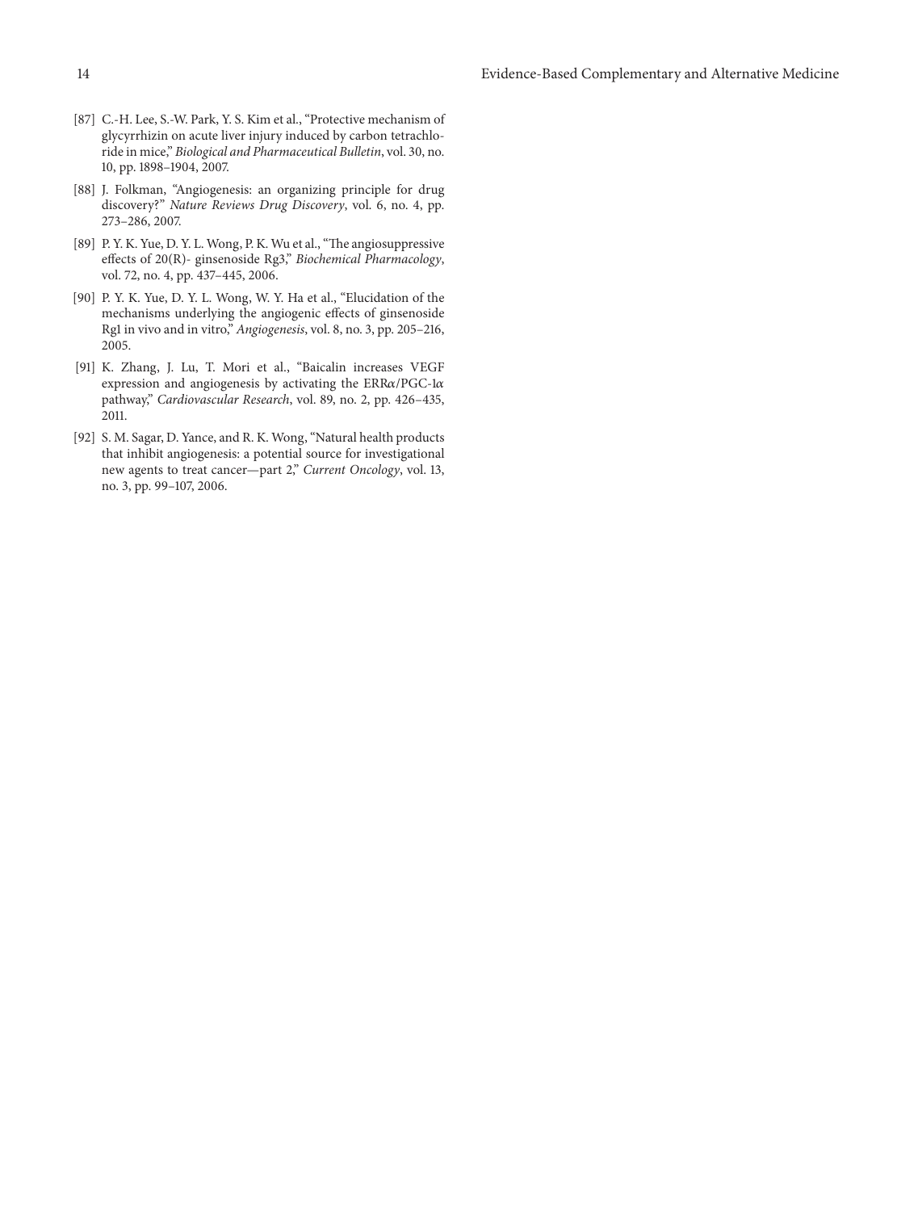[87] C.-H. Lee, S.-W. Park, Y. S. Kim et al., "Protective mechanism of glycyrrhizin on acute liver injury induced by carbon tetrachloride in mice," *Biological and Pharmaceutical Bulletin*, vol. 30, no. 10, pp. 1898–1904, 2007.

[88] J. Folkman, "Angiogenesis: an organizing principle for drug discovery?" *Nature Reviews Drug Discovery*, vol. 6, no. 4, pp. 273–286, 2007.

[89] P. Y. K. Yue, D. Y. L. Wong, P. K. Wu et al., "The angiosuppressive effects of 20(R)- ginsenoside Rg3," *Biochemical Pharmacology*, vol. 72, no. 4, pp. 437–445, 2006.

[90] P. Y. K. Yue, D. Y. L. Wong, W. Y. Ha et al., "Elucidation of the mechanisms underlying the angiogenic effects of ginsenoside Rg1 in vivo and in vitro," *Angiogenesis*, vol. 8, no. 3, pp. 205–216, 2005.

[91] K. Zhang, J. Lu, T. Mori et al., "Baicalin increases VEGF expression and angiogenesis by activating the ERR$\alpha$/PGC-1$\alpha$ pathway," *Cardiovascular Research*, vol. 89, no. 2, pp. 426–435, 2011.

[92] S. M. Sagar, D. Yance, and R. K. Wong, "Natural health products that inhibit angiogenesis: a potential source for investigational new agents to treat cancer—part 2," *Current Oncology*, vol. 13, no. 3, pp. 99–107, 2006.